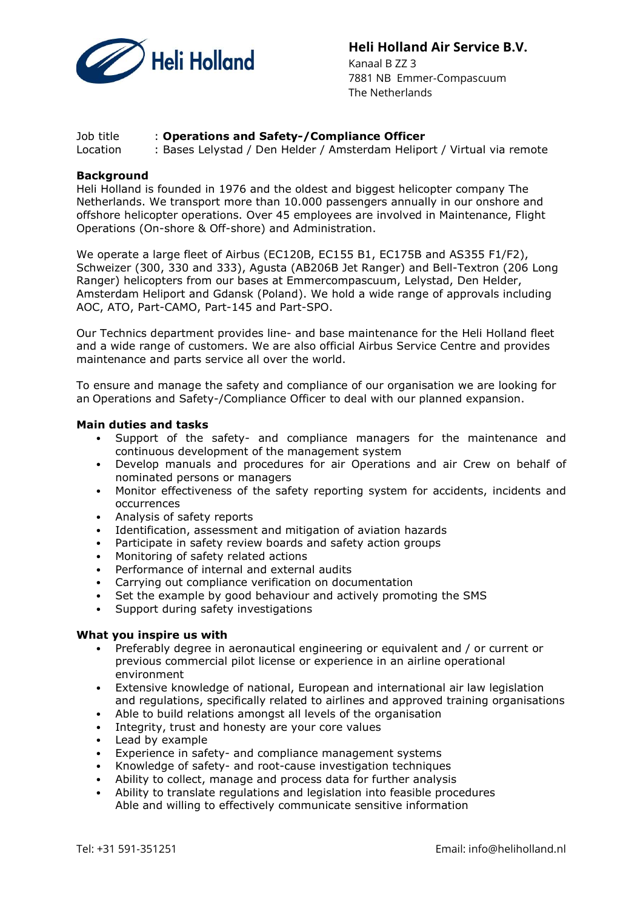**Heli Holland Air Service B.V.**
Kanaal B ZZ 3
7881 NB Emmer-Compascuum
The Netherlands

Job title : **Operations and Safety-/Compliance Officer**
Location : Bases Lelystad / Den Helder / Amsterdam Heliport / Virtual via remote

**Background**

Heli Holland is founded in 1976 and the oldest and biggest helicopter company The Netherlands. We transport more than 10.000 passengers annually in our onshore and offshore helicopter operations. Over 45 employees are involved in Maintenance, Flight Operations (On-shore & Off-shore) and Administration.

We operate a large fleet of Airbus (EC120B, EC155 B1, EC175B and AS355 F1/F2), Schweizer (300, 330 and 333), Agusta (AB206B Jet Ranger) and Bell-Textron (206 Long Ranger) helicopters from our bases at Emmercompascuum, Lelystad, Den Helder, Amsterdam Heliport and Gdansk (Poland). We hold a wide range of approvals including AOC, ATO, Part-CAMO, Part-145 and Part-SPO.

Our Technics department provides line- and base maintenance for the Heli Holland fleet and a wide range of customers. We are also official Airbus Service Centre and provides maintenance and parts service all over the world.

To ensure and manage the safety and compliance of our organisation we are looking for an Operations and Safety-/Compliance Officer to deal with our planned expansion.

**Main duties and tasks**

- Support of the safety- and compliance managers for the maintenance and continuous development of the management system
- Develop manuals and procedures for air Operations and air Crew on behalf of nominated persons or managers
- Monitor effectiveness of the safety reporting system for accidents, incidents and occurrences
- Analysis of safety reports
- Identification, assessment and mitigation of aviation hazards
- Participate in safety review boards and safety action groups
- Monitoring of safety related actions
- Performance of internal and external audits
- Carrying out compliance verification on documentation
- Set the example by good behaviour and actively promoting the SMS
- Support during safety investigations

**What you inspire us with**

- Preferably degree in aeronautical engineering or equivalent and / or current or previous commercial pilot license or experience in an airline operational environment
- Extensive knowledge of national, European and international air law legislation and regulations, specifically related to airlines and approved training organisations
- Able to build relations amongst all levels of the organisation
- Integrity, trust and honesty are your core values
- Lead by example
- Experience in safety- and compliance management systems
- Knowledge of safety- and root-cause investigation techniques
- Ability to collect, manage and process data for further analysis
- Ability to translate regulations and legislation into feasible procedures
  Able and willing to effectively communicate sensitive information

Tel: +31 591-351251 Email: info@heliholland.nl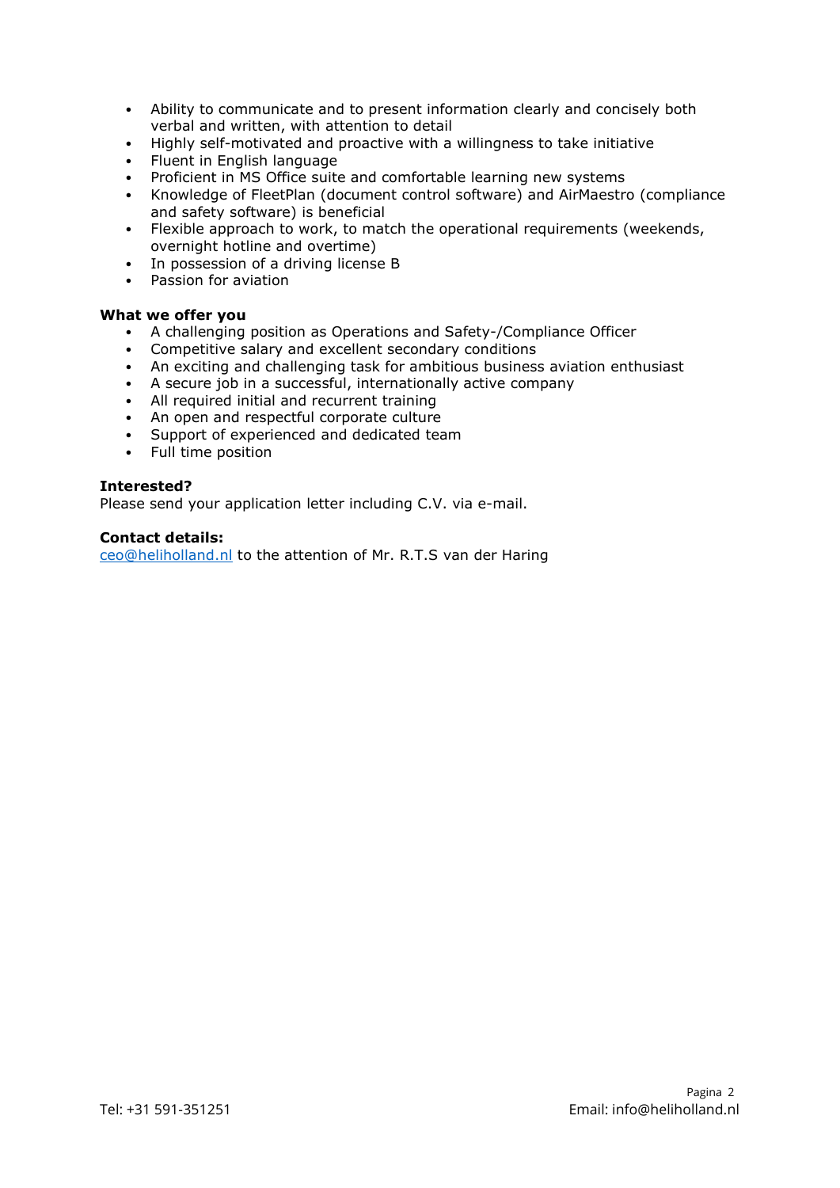- Ability to communicate and to present information clearly and concisely both verbal and written, with attention to detail
- Highly self-motivated and proactive with a willingness to take initiative
- Fluent in English language
- Proficient in MS Office suite and comfortable learning new systems
- Knowledge of FleetPlan (document control software) and AirMaestro (compliance and safety software) is beneficial
- Flexible approach to work, to match the operational requirements (weekends, overnight hotline and overtime)
- In possession of a driving license B
- Passion for aviation

**What we offer you**

- A challenging position as Operations and Safety-/Compliance Officer
- Competitive salary and excellent secondary conditions
- An exciting and challenging task for ambitious business aviation enthusiast
- A secure job in a successful, internationally active company
- All required initial and recurrent training
- An open and respectful corporate culture
- Support of experienced and dedicated team
- Full time position

**Interested?**

Please send your application letter including C.V. via e-mail.

**Contact details:**

ceo@heliholland.nl to the attention of Mr. R.T.S van der Haring